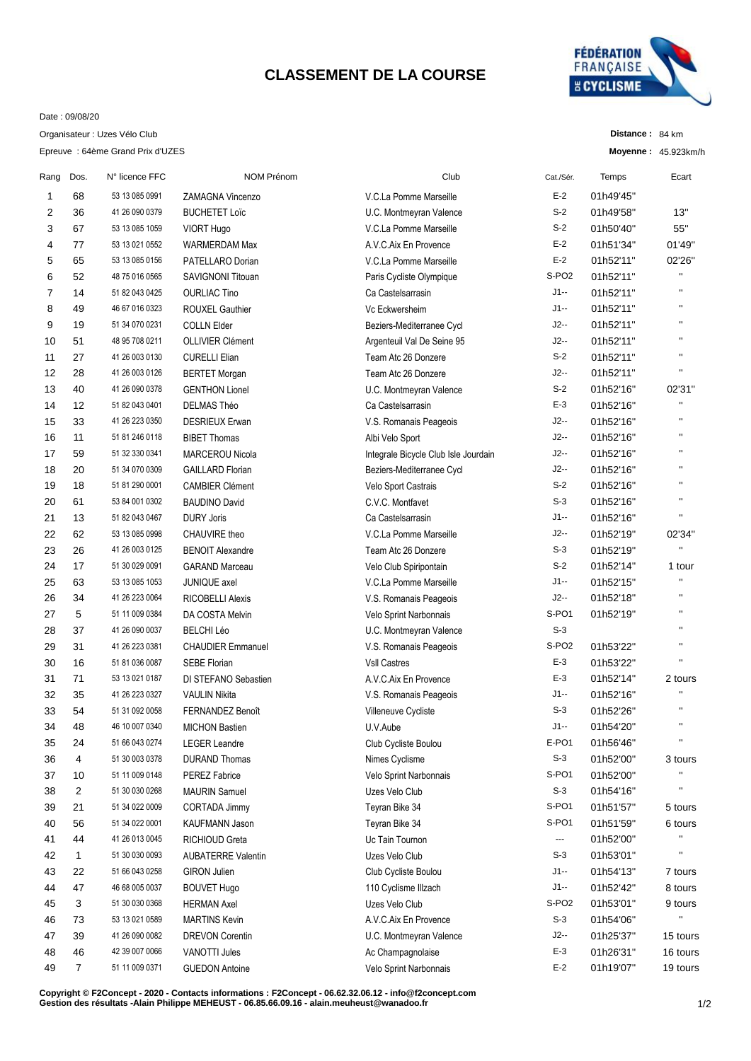# CLASSEMENT DE LA COURSE

Date : 09/08/20

Organisateur : Uzes Vélo Club

Epreuve : 64ème Grand Prix d'UZES

**Distance :** 84 km

**Moyenne :** 45.923km/h

| Rang | Dos. | N° licence FFC | NOM Prénom | Club | Cat./Sér. | Temps | Ecart |
|---|---|---|---|---|---|---|---|
| 1 | 68 | 53 13 085 0991 | ZAMAGNA Vincenzo | V.C.La Pomme Marseille | E-2 | 01h49'45'' | |
| 2 | 36 | 41 26 090 0379 | BUCHETET Loïc | U.C. Montmeyran Valence | S-2 | 01h49'58'' | 13'' |
| 3 | 67 | 53 13 085 1059 | VIORT Hugo | V.C.La Pomme Marseille | S-2 | 01h50'40'' | 55'' |
| 4 | 77 | 53 13 021 0552 | WARMERDAM Max | A.V.C.Aix En Provence | E-2 | 01h51'34'' | 01'49'' |
| 5 | 65 | 53 13 085 0156 | PATELLARO Dorian | V.C.La Pomme Marseille | E-2 | 01h52'11'' | 02'26'' |
| 6 | 52 | 48 75 016 0565 | SAVIGNONI Titouan | Paris Cycliste Olympique | S-PO2 | 01h52'11'' | '' |
| 7 | 14 | 51 82 043 0425 | OURLIAC Tino | Ca Castelsarrasin | J1-- | 01h52'11'' | '' |
| 8 | 49 | 46 67 016 0323 | ROUXEL Gauthier | Vc Eckwersheim | J1-- | 01h52'11'' | '' |
| 9 | 19 | 51 34 070 0231 | COLLN Elder | Beziers-Mediterranee Cycl | J2-- | 01h52'11'' | '' |
| 10 | 51 | 48 95 708 0211 | OLLIVIER Clément | Argenteuil Val De Seine 95 | J2-- | 01h52'11'' | '' |
| 11 | 27 | 41 26 003 0130 | CURELLI Elian | Team Atc 26 Donzere | S-2 | 01h52'11'' | '' |
| 12 | 28 | 41 26 003 0126 | BERTET Morgan | Team Atc 26 Donzere | J2-- | 01h52'11'' | '' |
| 13 | 40 | 41 26 090 0378 | GENTHON Lionel | U.C. Montmeyran Valence | S-2 | 01h52'16'' | 02'31'' |
| 14 | 12 | 51 82 043 0401 | DELMAS Théo | Ca Castelsarrasin | E-3 | 01h52'16'' | '' |
| 15 | 33 | 41 26 223 0350 | DESRIEUX Erwan | V.S. Romanais Peageois | J2-- | 01h52'16'' | '' |
| 16 | 11 | 51 81 246 0118 | BIBET Thomas | Albi Velo Sport | J2-- | 01h52'16'' | '' |
| 17 | 59 | 51 32 330 0341 | MARCEROU Nicola | Integrale Bicycle Club Isle Jourdain | J2-- | 01h52'16'' | '' |
| 18 | 20 | 51 34 070 0309 | GAILLARD Florian | Beziers-Mediterranee Cycl | J2-- | 01h52'16'' | '' |
| 19 | 18 | 51 81 290 0001 | CAMBIER Clément | Velo Sport Castrais | S-2 | 01h52'16'' | '' |
| 20 | 61 | 53 84 001 0302 | BAUDINO David | C.V.C. Montfavet | S-3 | 01h52'16'' | '' |
| 21 | 13 | 51 82 043 0467 | DURY Joris | Ca Castelsarrasin | J1-- | 01h52'16'' | '' |
| 22 | 62 | 53 13 085 0998 | CHAUVIRE theo | V.C.La Pomme Marseille | J2-- | 01h52'19'' | 02'34'' |
| 23 | 26 | 41 26 003 0125 | BENOIT Alexandre | Team Atc 26 Donzere | S-3 | 01h52'19'' | '' |
| 24 | 17 | 51 30 029 0091 | GARAND Marceau | Velo Club Spiripontain | S-2 | 01h52'14'' | 1 tour |
| 25 | 63 | 53 13 085 1053 | JUNIQUE axel | V.C.La Pomme Marseille | J1-- | 01h52'15'' | '' |
| 26 | 34 | 41 26 223 0064 | RICOBELLI Alexis | V.S. Romanais Peageois | J2-- | 01h52'18'' | '' |
| 27 | 5 | 51 11 009 0384 | DA COSTA Melvin | Velo Sprint Narbonnais | S-PO1 | 01h52'19'' | '' |
| 28 | 37 | 41 26 090 0037 | BELCHI Léo | U.C. Montmeyran Valence | S-3 | | '' |
| 29 | 31 | 41 26 223 0381 | CHAUDIER Emmanuel | V.S. Romanais Peageois | S-PO2 | 01h53'22'' | '' |
| 30 | 16 | 51 81 036 0087 | SEBE Florian | Vsll Castres | E-3 | 01h53'22'' | '' |
| 31 | 71 | 53 13 021 0187 | DI STEFANO Sebastien | A.V.C.Aix En Provence | E-3 | 01h52'14'' | 2 tours |
| 32 | 35 | 41 26 223 0327 | VAULIN Nikita | V.S. Romanais Peageois | J1-- | 01h52'16'' | '' |
| 33 | 54 | 51 31 092 0058 | FERNANDEZ Benoît | Villeneuve Cycliste | S-3 | 01h52'26'' | '' |
| 34 | 48 | 46 10 007 0340 | MICHON Bastien | U.V.Aube | J1-- | 01h54'20'' | '' |
| 35 | 24 | 51 66 043 0274 | LEGER Leandre | Club Cycliste Boulou | E-PO1 | 01h56'46'' | '' |
| 36 | 4 | 51 30 003 0378 | DURAND Thomas | Nimes Cyclisme | S-3 | 01h52'00'' | 3 tours |
| 37 | 10 | 51 11 009 0148 | PEREZ Fabrice | Velo Sprint Narbonnais | S-PO1 | 01h52'00'' | '' |
| 38 | 2 | 51 30 030 0268 | MAURIN Samuel | Uzes Velo Club | S-3 | 01h54'16'' | '' |
| 39 | 21 | 51 34 022 0009 | CORTADA Jimmy | Teyran Bike 34 | S-PO1 | 01h51'57'' | 5 tours |
| 40 | 56 | 51 34 022 0001 | KAUFMANN Jason | Teyran Bike 34 | S-PO1 | 01h51'59'' | 6 tours |
| 41 | 44 | 41 26 013 0045 | RICHIOUD Greta | Uc Tain Tournon | --- | 01h52'00'' | '' |
| 42 | 1 | 51 30 030 0093 | AUBATERRE Valentin | Uzes Velo Club | S-3 | 01h53'01'' | '' |
| 43 | 22 | 51 66 043 0258 | GIRON Julien | Club Cycliste Boulou | J1-- | 01h54'13'' | 7 tours |
| 44 | 47 | 46 68 005 0037 | BOUVET Hugo | 110 Cyclisme Illzach | J1-- | 01h52'42'' | 8 tours |
| 45 | 3 | 51 30 030 0368 | HERMAN Axel | Uzes Velo Club | S-PO2 | 01h53'01'' | 9 tours |
| 46 | 73 | 53 13 021 0589 | MARTINS Kevin | A.V.C.Aix En Provence | S-3 | 01h54'06'' | '' |
| 47 | 39 | 41 26 090 0082 | DREVON Corentin | U.C. Montmeyran Valence | J2-- | 01h25'37'' | 15 tours |
| 48 | 46 | 42 39 007 0066 | VANOTTI Jules | Ac Champagnolaise | E-3 | 01h26'31'' | 16 tours |
| 49 | 7 | 51 11 009 0371 | GUEDON Antoine | Velo Sprint Narbonnais | E-2 | 01h19'07'' | 19 tours |

**Copyright © F2Concept - 2020 - Contacts informations : F2Concept - 06.62.32.06.12 - info@f2concept.com**
**Gestion des résultats -Alain Philippe MEHEUST - 06.85.66.09.16 - alain.meuheust@wanadoo.fr**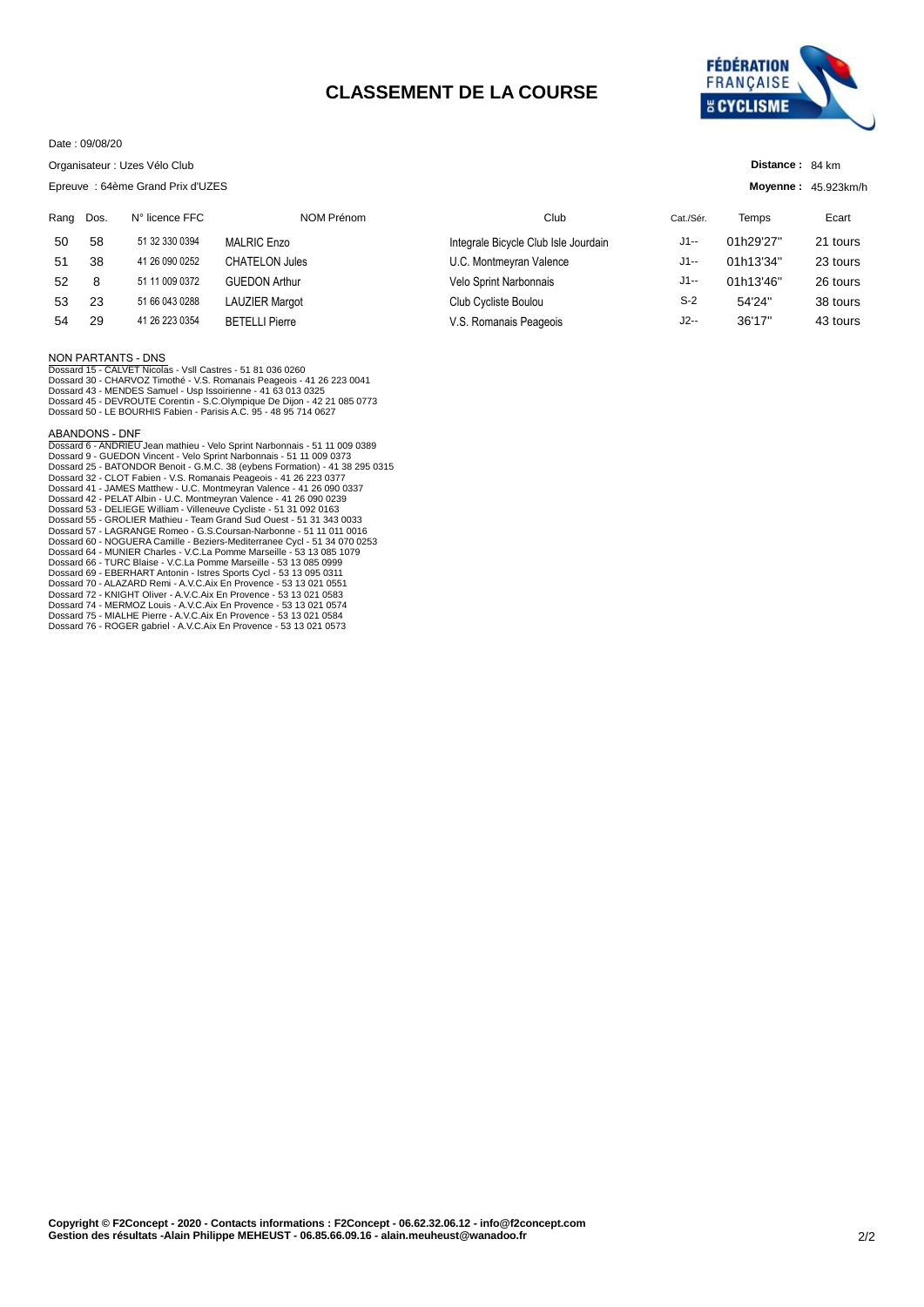# CLASSEMENT DE LA COURSE

Date : 09/08/20

Organisateur : Uzes Vélo Club

Epreuve : 64ème Grand Prix d'UZES

**Distance :** 84 km

**Moyenne :** 45.923km/h

| Rang | Dos. | N° licence FFC | NOM Prénom | Club | Cat./Sér. | Temps | Ecart |
|---|---|---|---|---|---|---|---|
| 50 | 58 | 51 32 330 0394 | MALRIC Enzo | Integrale Bicycle Club Isle Jourdain | J1-- | 01h29'27'' | 21 tours |
| 51 | 38 | 41 26 090 0252 | CHATELON Jules | U.C. Montmeyran Valence | J1-- | 01h13'34'' | 23 tours |
| 52 | 8 | 51 11 009 0372 | GUEDON Arthur | Velo Sprint Narbonnais | J1-- | 01h13'46'' | 26 tours |
| 53 | 23 | 51 66 043 0288 | LAUZIER Margot | Club Cycliste Boulou | S-2 | 54'24'' | 38 tours |
| 54 | 29 | 41 26 223 0354 | BETELLI Pierre | V.S. Romanais Peageois | J2-- | 36'17'' | 43 tours |

NON PARTANTS - DNS

Dossard 15 - CALVET Nicolas - Vsll Castres - 51 81 036 0260
Dossard 30 - CHARVOZ Timothé - V.S. Romanais Peageois - 41 26 223 0041
Dossard 43 - MENDES Samuel - Usp Issoirienne - 41 63 013 0325
Dossard 45 - DEVROUTE Corentin - S.C.Olympique De Dijon - 42 21 085 0773
Dossard 50 - LE BOURHIS Fabien - Parisis A.C. 95 - 48 95 714 0627

ABANDONS - DNF

Dossard 6 - ANDRIEU Jean mathieu - Velo Sprint Narbonnais - 51 11 009 0389
Dossard 9 - GUEDON Vincent - Velo Sprint Narbonnais - 51 11 009 0373
Dossard 25 - BATONDOR Benoit - G.M.C. 38 (eybens Formation) - 41 38 295 0315
Dossard 32 - CLOT Fabien - V.S. Romanais Peageois - 41 26 223 0377
Dossard 41 - JAMES Matthew - U.C. Montmeyran Valence - 41 26 090 0337
Dossard 42 - PELAT Albin - U.C. Montmeyran Valence - 41 26 090 0239
Dossard 53 - DELIEGE William - Villeneuve Cycliste - 51 31 092 0163
Dossard 55 - GROLIER Mathieu - Team Grand Sud Ouest - 51 31 343 0033
Dossard 57 - LAGRANGE Romeo - G.S.Coursan-Narbonne - 51 11 011 0016
Dossard 60 - NOGUERA Camille - Beziers-Mediterranee Cycl - 51 34 070 0253
Dossard 64 - MUNIER Charles - V.C.La Pomme Marseille - 53 13 085 1079
Dossard 66 - TURC Blaise - V.C.La Pomme Marseille - 53 13 085 0999
Dossard 69 - EBERHART Antonin - Istres Sports Cycl - 53 13 095 0311
Dossard 70 - ALAZARD Remi - A.V.C.Aix En Provence - 53 13 021 0551
Dossard 72 - KNIGHT Oliver - A.V.C.Aix En Provence - 53 13 021 0583
Dossard 74 - MERMOZ Louis - A.V.C.Aix En Provence - 53 13 021 0574
Dossard 75 - MIALHE Pierre - A.V.C.Aix En Provence - 53 13 021 0584
Dossard 76 - ROGER gabriel - A.V.C.Aix En Provence - 53 13 021 0573

**Copyright © F2Concept - 2020 - Contacts informations : F2Concept - 06.62.32.06.12 - info@f2concept.com**
**Gestion des résultats -Alain Philippe MEHEUST - 06.85.66.09.16 - alain.meuheust@wanadoo.fr**